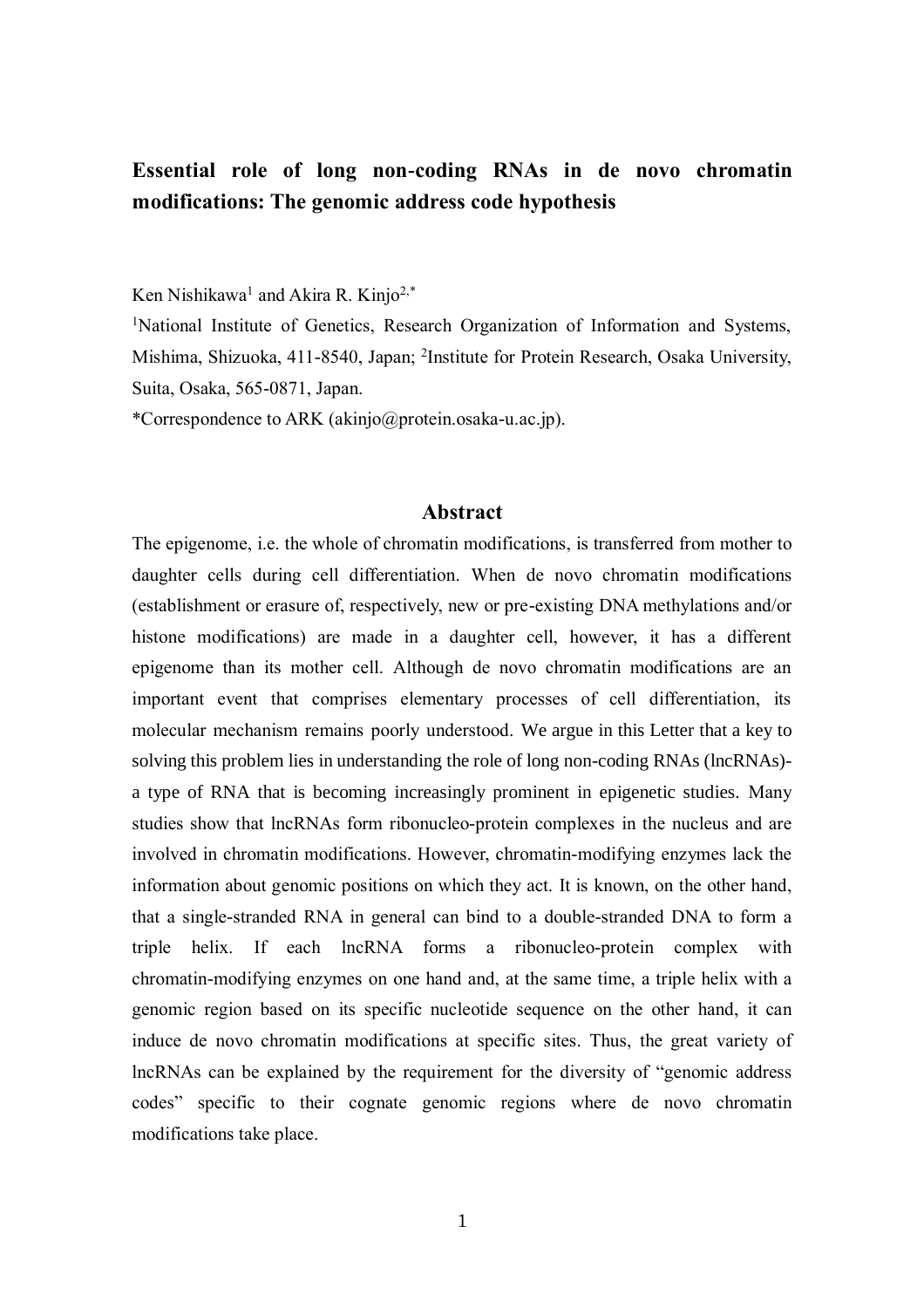# Essential role of long non-coding RNAs in de novo chromatin modifications: The genomic address code hypothesis

Ken Nishikawa[1] and Akira R. Kinjo[2,*]

[1]National Institute of Genetics, Research Organization of Information and Systems, Mishima, Shizuoka, 411-8540, Japan; [2]Institute for Protein Research, Osaka University, Suita, Osaka, 565-0871, Japan.

*Correspondence to ARK (akinjo@protein.osaka-u.ac.jp).

## Abstract

The epigenome, i.e. the whole of chromatin modifications, is transferred from mother to daughter cells during cell differentiation. When de novo chromatin modifications (establishment or erasure of, respectively, new or pre-existing DNA methylations and/or histone modifications) are made in a daughter cell, however, it has a different epigenome than its mother cell. Although de novo chromatin modifications are an important event that comprises elementary processes of cell differentiation, its molecular mechanism remains poorly understood. We argue in this Letter that a key to solving this problem lies in understanding the role of long non-coding RNAs (lncRNAs)- a type of RNA that is becoming increasingly prominent in epigenetic studies. Many studies show that lncRNAs form ribonucleo-protein complexes in the nucleus and are involved in chromatin modifications. However, chromatin-modifying enzymes lack the information about genomic positions on which they act. It is known, on the other hand, that a single-stranded RNA in general can bind to a double-stranded DNA to form a triple helix. If each lncRNA forms a ribonucleo-protein complex with chromatin-modifying enzymes on one hand and, at the same time, a triple helix with a genomic region based on its specific nucleotide sequence on the other hand, it can induce de novo chromatin modifications at specific sites. Thus, the great variety of lncRNAs can be explained by the requirement for the diversity of "genomic address codes" specific to their cognate genomic regions where de novo chromatin modifications take place.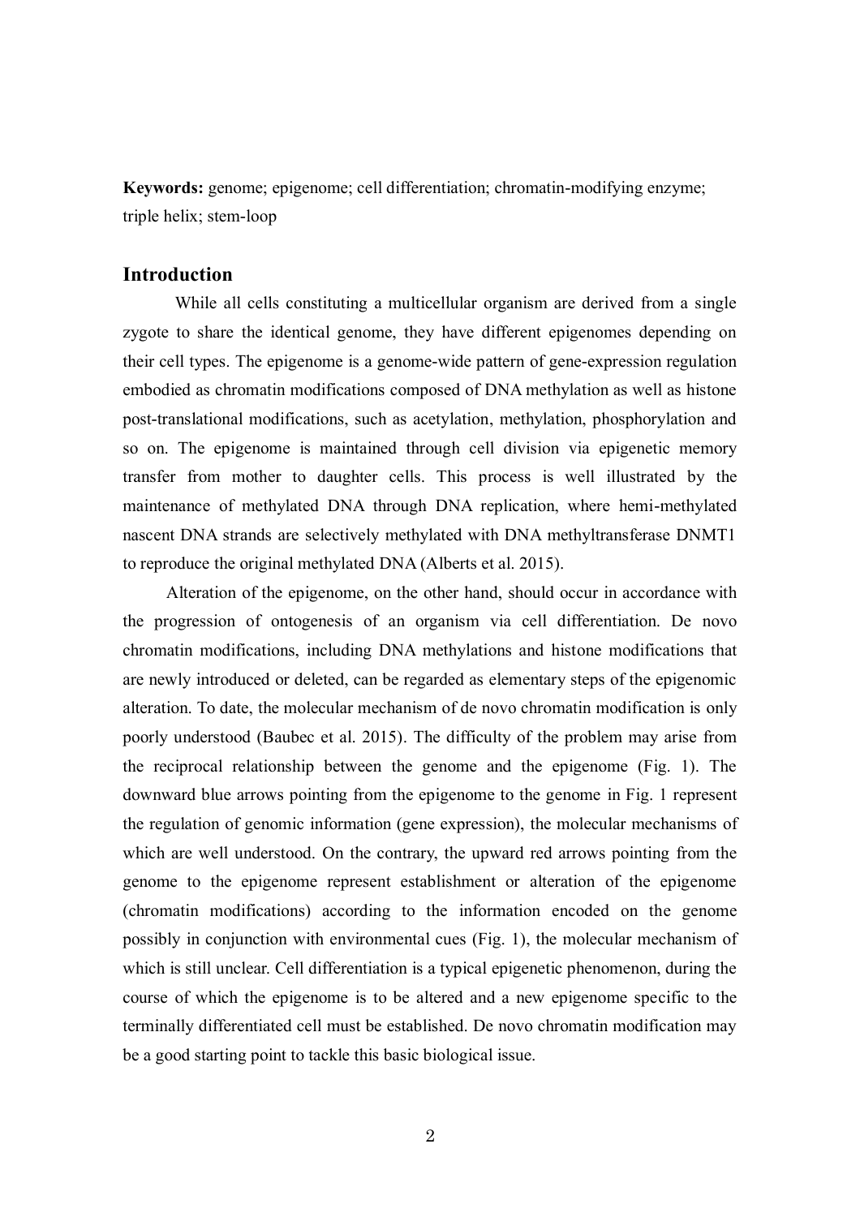**Keywords:** genome; epigenome; cell differentiation; chromatin-modifying enzyme; triple helix; stem-loop

## Introduction

While all cells constituting a multicellular organism are derived from a single zygote to share the identical genome, they have different epigenomes depending on their cell types. The epigenome is a genome-wide pattern of gene-expression regulation embodied as chromatin modifications composed of DNA methylation as well as histone post-translational modifications, such as acetylation, methylation, phosphorylation and so on. The epigenome is maintained through cell division via epigenetic memory transfer from mother to daughter cells. This process is well illustrated by the maintenance of methylated DNA through DNA replication, where hemi-methylated nascent DNA strands are selectively methylated with DNA methyltransferase DNMT1 to reproduce the original methylated DNA (Alberts et al. 2015).

Alteration of the epigenome, on the other hand, should occur in accordance with the progression of ontogenesis of an organism via cell differentiation. De novo chromatin modifications, including DNA methylations and histone modifications that are newly introduced or deleted, can be regarded as elementary steps of the epigenomic alteration. To date, the molecular mechanism of de novo chromatin modification is only poorly understood (Baubec et al. 2015). The difficulty of the problem may arise from the reciprocal relationship between the genome and the epigenome (Fig. 1). The downward blue arrows pointing from the epigenome to the genome in Fig. 1 represent the regulation of genomic information (gene expression), the molecular mechanisms of which are well understood. On the contrary, the upward red arrows pointing from the genome to the epigenome represent establishment or alteration of the epigenome (chromatin modifications) according to the information encoded on the genome possibly in conjunction with environmental cues (Fig. 1), the molecular mechanism of which is still unclear. Cell differentiation is a typical epigenetic phenomenon, during the course of which the epigenome is to be altered and a new epigenome specific to the terminally differentiated cell must be established. De novo chromatin modification may be a good starting point to tackle this basic biological issue.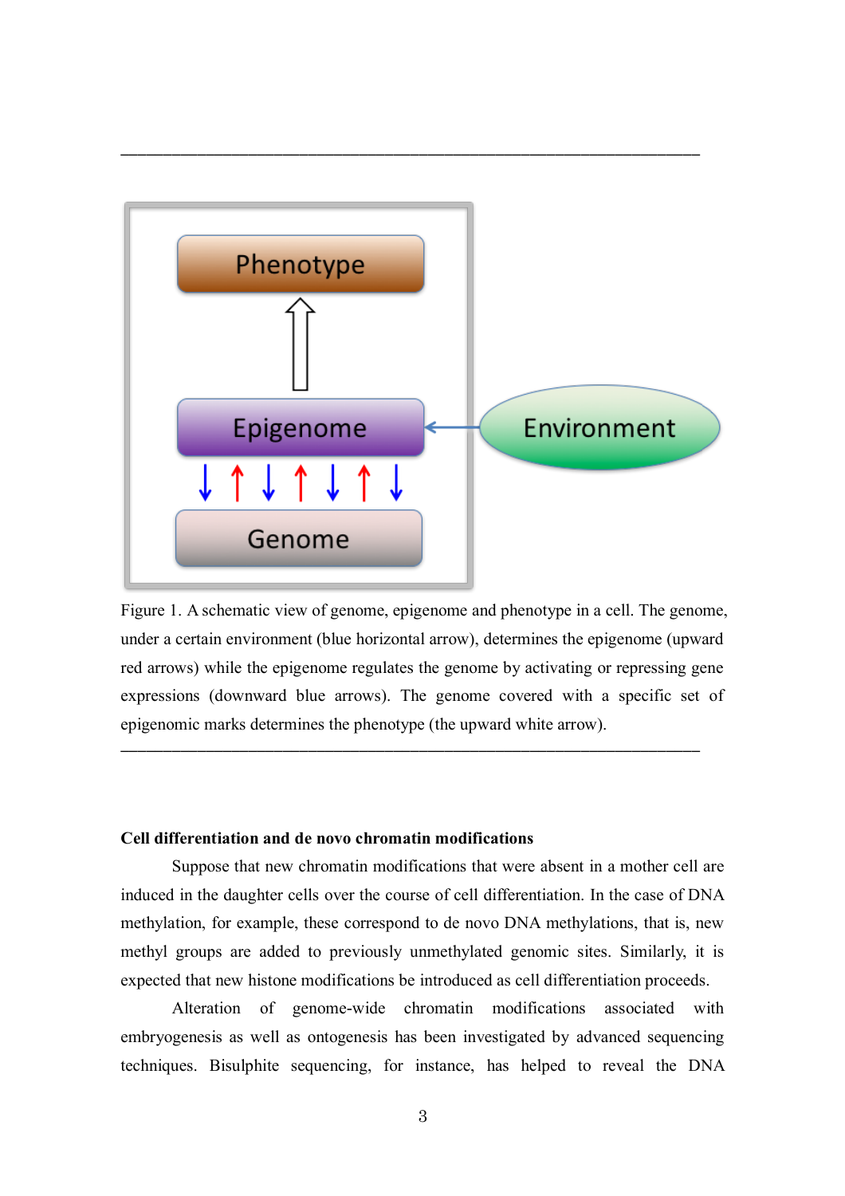Figure 1. A schematic view of genome, epigenome and phenotype in a cell. The genome, under a certain environment (blue horizontal arrow), determines the epigenome (upward red arrows) while the epigenome regulates the genome by activating or repressing gene expressions (downward blue arrows). The genome covered with a specific set of epigenomic marks determines the phenotype (the upward white arrow).

**Cell differentiation and de novo chromatin modifications**

Suppose that new chromatin modifications that were absent in a mother cell are induced in the daughter cells over the course of cell differentiation. In the case of DNA methylation, for example, these correspond to de novo DNA methylations, that is, new methyl groups are added to previously unmethylated genomic sites. Similarly, it is expected that new histone modifications be introduced as cell differentiation proceeds.

Alteration of genome-wide chromatin modifications associated with embryogenesis as well as ontogenesis has been investigated by advanced sequencing techniques. Bisulphite sequencing, for instance, has helped to reveal the DNA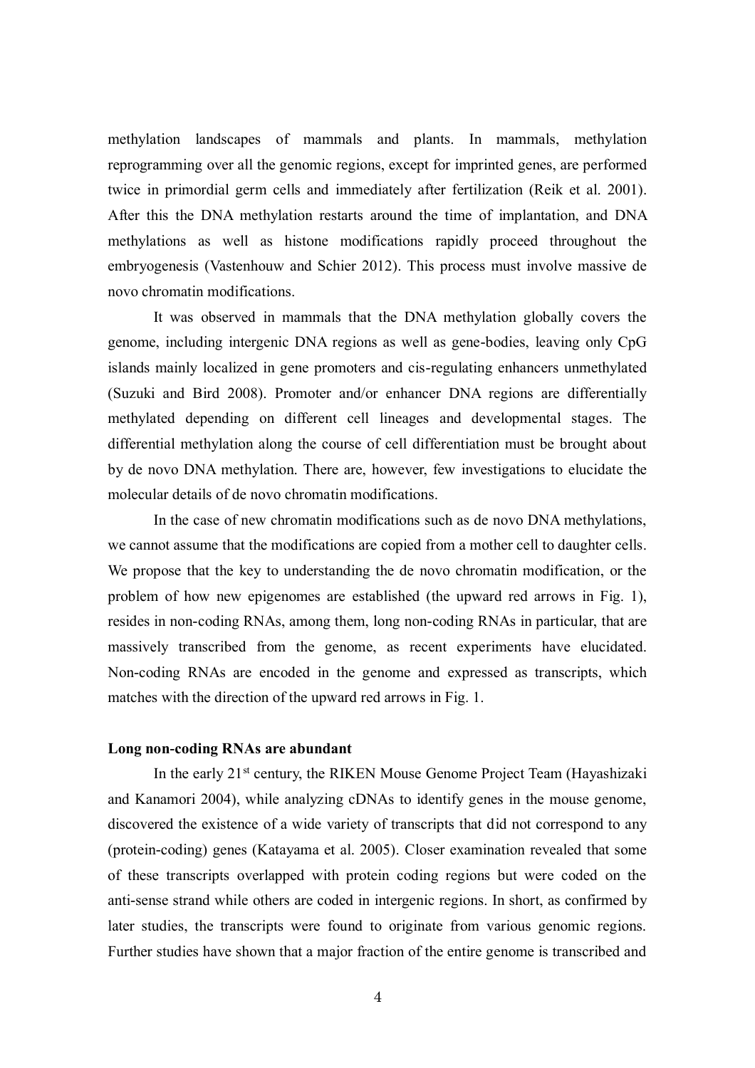methylation landscapes of mammals and plants. In mammals, methylation reprogramming over all the genomic regions, except for imprinted genes, are performed twice in primordial germ cells and immediately after fertilization (Reik et al. 2001). After this the DNA methylation restarts around the time of implantation, and DNA methylations as well as histone modifications rapidly proceed throughout the embryogenesis (Vastenhouw and Schier 2012). This process must involve massive de novo chromatin modifications.

It was observed in mammals that the DNA methylation globally covers the genome, including intergenic DNA regions as well as gene-bodies, leaving only CpG islands mainly localized in gene promoters and cis-regulating enhancers unmethylated (Suzuki and Bird 2008). Promoter and/or enhancer DNA regions are differentially methylated depending on different cell lineages and developmental stages. The differential methylation along the course of cell differentiation must be brought about by de novo DNA methylation. There are, however, few investigations to elucidate the molecular details of de novo chromatin modifications.

In the case of new chromatin modifications such as de novo DNA methylations, we cannot assume that the modifications are copied from a mother cell to daughter cells. We propose that the key to understanding the de novo chromatin modification, or the problem of how new epigenomes are established (the upward red arrows in Fig. 1), resides in non-coding RNAs, among them, long non-coding RNAs in particular, that are massively transcribed from the genome, as recent experiments have elucidated. Non-coding RNAs are encoded in the genome and expressed as transcripts, which matches with the direction of the upward red arrows in Fig. 1.

**Long non-coding RNAs are abundant**

In the early 21st century, the RIKEN Mouse Genome Project Team (Hayashizaki and Kanamori 2004), while analyzing cDNAs to identify genes in the mouse genome, discovered the existence of a wide variety of transcripts that did not correspond to any (protein-coding) genes (Katayama et al. 2005). Closer examination revealed that some of these transcripts overlapped with protein coding regions but were coded on the anti-sense strand while others are coded in intergenic regions. In short, as confirmed by later studies, the transcripts were found to originate from various genomic regions. Further studies have shown that a major fraction of the entire genome is transcribed and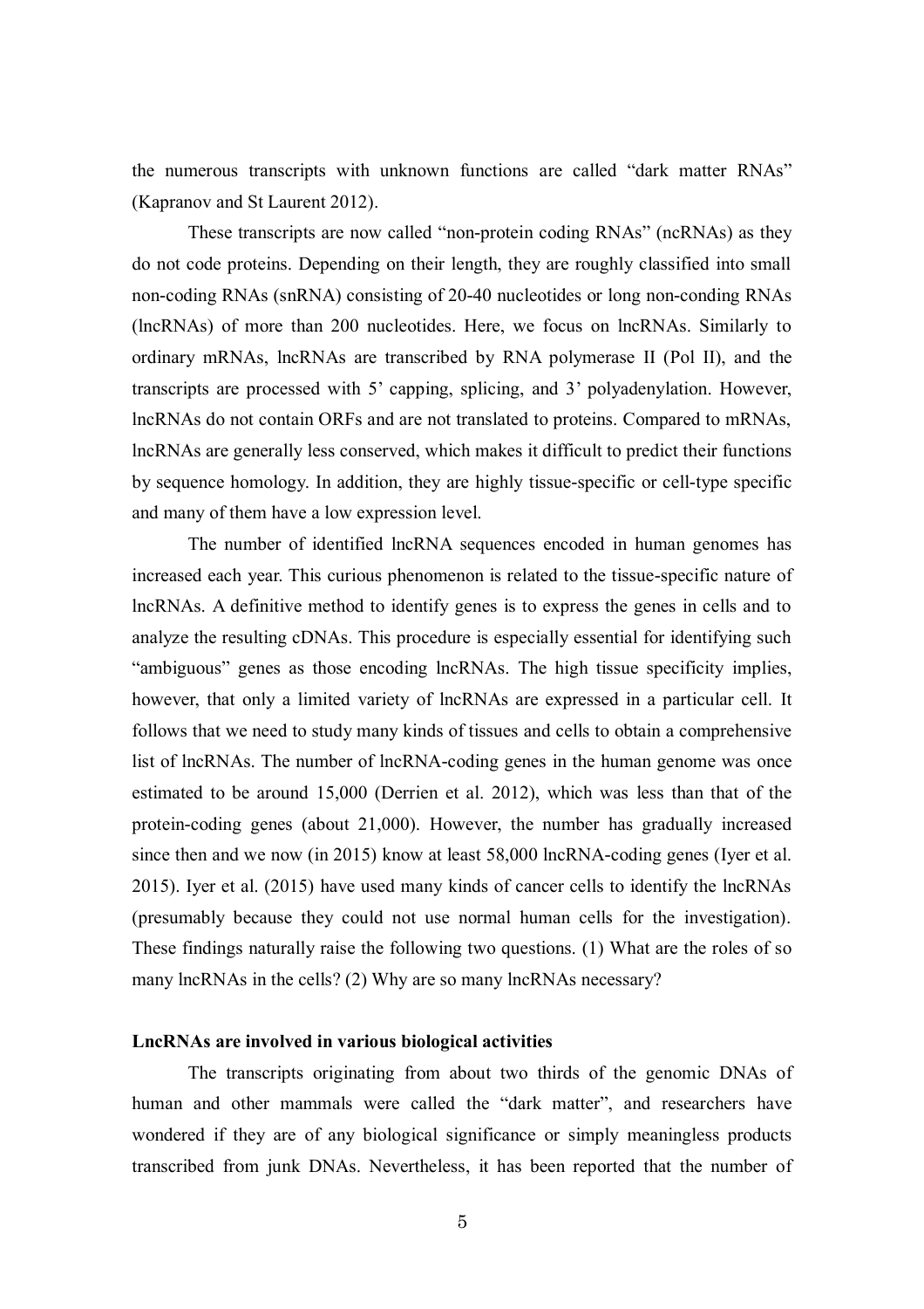the numerous transcripts with unknown functions are called "dark matter RNAs" (Kapranov and St Laurent 2012).

These transcripts are now called "non-protein coding RNAs" (ncRNAs) as they do not code proteins. Depending on their length, they are roughly classified into small non-coding RNAs (snRNA) consisting of 20-40 nucleotides or long non-conding RNAs (lncRNAs) of more than 200 nucleotides. Here, we focus on lncRNAs. Similarly to ordinary mRNAs, lncRNAs are transcribed by RNA polymerase II (Pol II), and the transcripts are processed with 5' capping, splicing, and 3' polyadenylation. However, lncRNAs do not contain ORFs and are not translated to proteins. Compared to mRNAs, lncRNAs are generally less conserved, which makes it difficult to predict their functions by sequence homology. In addition, they are highly tissue-specific or cell-type specific and many of them have a low expression level.

The number of identified lncRNA sequences encoded in human genomes has increased each year. This curious phenomenon is related to the tissue-specific nature of lncRNAs. A definitive method to identify genes is to express the genes in cells and to analyze the resulting cDNAs. This procedure is especially essential for identifying such "ambiguous" genes as those encoding lncRNAs. The high tissue specificity implies, however, that only a limited variety of lncRNAs are expressed in a particular cell. It follows that we need to study many kinds of tissues and cells to obtain a comprehensive list of lncRNAs. The number of lncRNA-coding genes in the human genome was once estimated to be around 15,000 (Derrien et al. 2012), which was less than that of the protein-coding genes (about 21,000). However, the number has gradually increased since then and we now (in 2015) know at least 58,000 lncRNA-coding genes (Iyer et al. 2015). Iyer et al. (2015) have used many kinds of cancer cells to identify the lncRNAs (presumably because they could not use normal human cells for the investigation). These findings naturally raise the following two questions. (1) What are the roles of so many lncRNAs in the cells? (2) Why are so many lncRNAs necessary?

**LncRNAs are involved in various biological activities**

The transcripts originating from about two thirds of the genomic DNAs of human and other mammals were called the "dark matter", and researchers have wondered if they are of any biological significance or simply meaningless products transcribed from junk DNAs. Nevertheless, it has been reported that the number of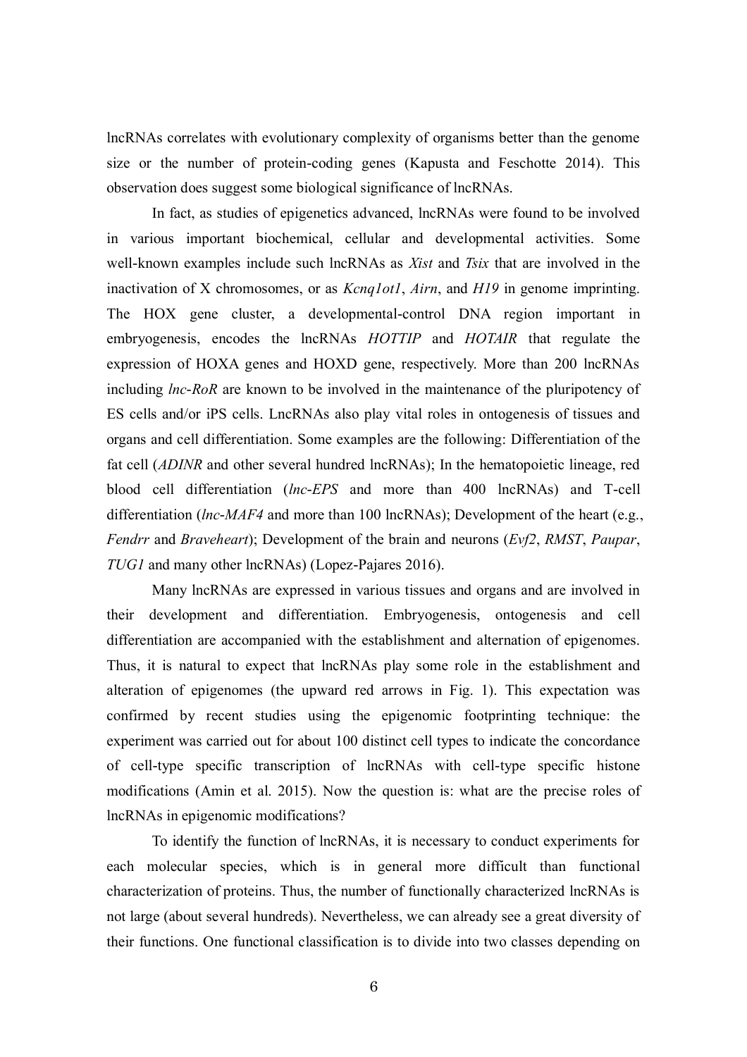lncRNAs correlates with evolutionary complexity of organisms better than the genome size or the number of protein-coding genes (Kapusta and Feschotte 2014). This observation does suggest some biological significance of lncRNAs.

In fact, as studies of epigenetics advanced, lncRNAs were found to be involved in various important biochemical, cellular and developmental activities. Some well-known examples include such lncRNAs as *Xist* and *Tsix* that are involved in the inactivation of X chromosomes, or as *Kcnq1ot1*, *Airn*, and *H19* in genome imprinting. The HOX gene cluster, a developmental-control DNA region important in embryogenesis, encodes the lncRNAs *HOTTIP* and *HOTAIR* that regulate the expression of HOXA genes and HOXD gene, respectively. More than 200 lncRNAs including *lnc-RoR* are known to be involved in the maintenance of the pluripotency of ES cells and/or iPS cells. LncRNAs also play vital roles in ontogenesis of tissues and organs and cell differentiation. Some examples are the following: Differentiation of the fat cell (*ADINR* and other several hundred lncRNAs); In the hematopoietic lineage, red blood cell differentiation (*lnc-EPS* and more than 400 lncRNAs) and T-cell differentiation (*lnc-MAF4* and more than 100 lncRNAs); Development of the heart (e.g., *Fendrr* and *Braveheart*); Development of the brain and neurons (*Evf2*, *RMST*, *Paupar*, *TUG1* and many other lncRNAs) (Lopez-Pajares 2016).

Many lncRNAs are expressed in various tissues and organs and are involved in their development and differentiation. Embryogenesis, ontogenesis and cell differentiation are accompanied with the establishment and alternation of epigenomes. Thus, it is natural to expect that lncRNAs play some role in the establishment and alteration of epigenomes (the upward red arrows in Fig. 1). This expectation was confirmed by recent studies using the epigenomic footprinting technique: the experiment was carried out for about 100 distinct cell types to indicate the concordance of cell-type specific transcription of lncRNAs with cell-type specific histone modifications (Amin et al. 2015). Now the question is: what are the precise roles of lncRNAs in epigenomic modifications?

To identify the function of lncRNAs, it is necessary to conduct experiments for each molecular species, which is in general more difficult than functional characterization of proteins. Thus, the number of functionally characterized lncRNAs is not large (about several hundreds). Nevertheless, we can already see a great diversity of their functions. One functional classification is to divide into two classes depending on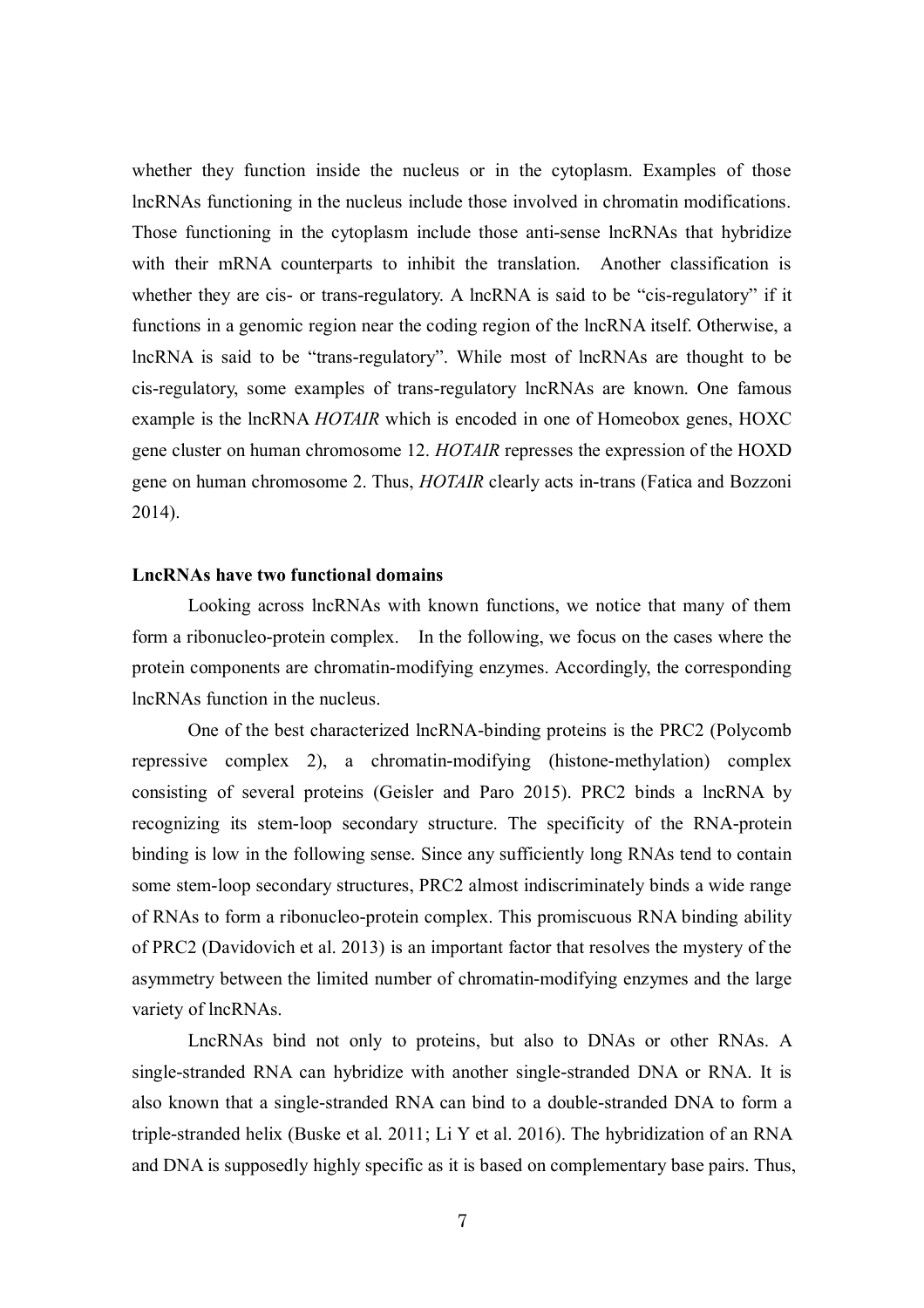whether they function inside the nucleus or in the cytoplasm. Examples of those lncRNAs functioning in the nucleus include those involved in chromatin modifications. Those functioning in the cytoplasm include those anti-sense lncRNAs that hybridize with their mRNA counterparts to inhibit the translation. Another classification is whether they are cis- or trans-regulatory. A lncRNA is said to be "cis-regulatory" if it functions in a genomic region near the coding region of the lncRNA itself. Otherwise, a lncRNA is said to be "trans-regulatory". While most of lncRNAs are thought to be cis-regulatory, some examples of trans-regulatory lncRNAs are known. One famous example is the lncRNA *HOTAIR* which is encoded in one of Homeobox genes, HOXC gene cluster on human chromosome 12. *HOTAIR* represses the expression of the HOXD gene on human chromosome 2. Thus, *HOTAIR* clearly acts in-trans (Fatica and Bozzoni 2014).

**LncRNAs have two functional domains**

Looking across lncRNAs with known functions, we notice that many of them form a ribonucleo-protein complex. In the following, we focus on the cases where the protein components are chromatin-modifying enzymes. Accordingly, the corresponding lncRNAs function in the nucleus.

One of the best characterized lncRNA-binding proteins is the PRC2 (Polycomb repressive complex 2), a chromatin-modifying (histone-methylation) complex consisting of several proteins (Geisler and Paro 2015). PRC2 binds a lncRNA by recognizing its stem-loop secondary structure. The specificity of the RNA-protein binding is low in the following sense. Since any sufficiently long RNAs tend to contain some stem-loop secondary structures, PRC2 almost indiscriminately binds a wide range of RNAs to form a ribonucleo-protein complex. This promiscuous RNA binding ability of PRC2 (Davidovich et al. 2013) is an important factor that resolves the mystery of the asymmetry between the limited number of chromatin-modifying enzymes and the large variety of lncRNAs.

LncRNAs bind not only to proteins, but also to DNAs or other RNAs. A single-stranded RNA can hybridize with another single-stranded DNA or RNA. It is also known that a single-stranded RNA can bind to a double-stranded DNA to form a triple-stranded helix (Buske et al. 2011; Li Y et al. 2016). The hybridization of an RNA and DNA is supposedly highly specific as it is based on complementary base pairs. Thus,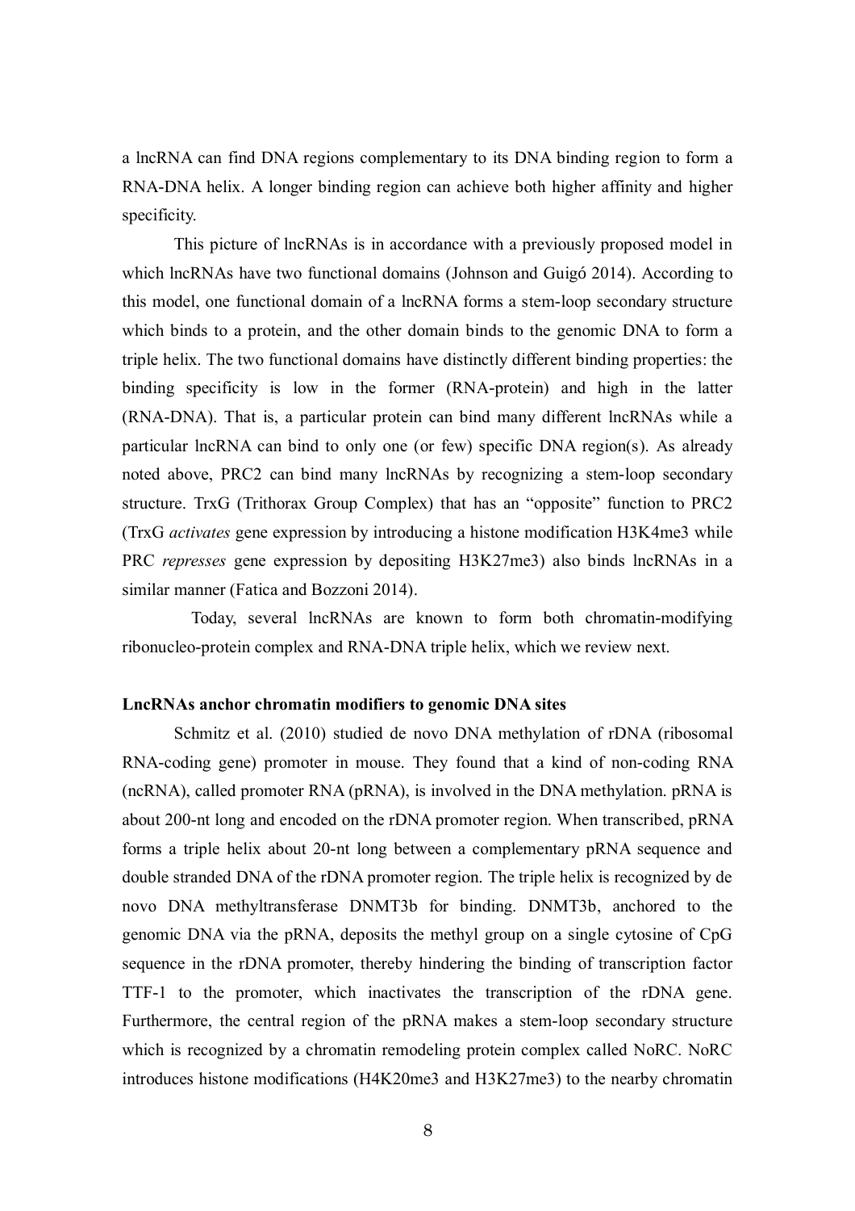a lncRNA can find DNA regions complementary to its DNA binding region to form a RNA-DNA helix. A longer binding region can achieve both higher affinity and higher specificity.

This picture of lncRNAs is in accordance with a previously proposed model in which lncRNAs have two functional domains (Johnson and Guigó 2014). According to this model, one functional domain of a lncRNA forms a stem-loop secondary structure which binds to a protein, and the other domain binds to the genomic DNA to form a triple helix. The two functional domains have distinctly different binding properties: the binding specificity is low in the former (RNA-protein) and high in the latter (RNA-DNA). That is, a particular protein can bind many different lncRNAs while a particular lncRNA can bind to only one (or few) specific DNA region(s). As already noted above, PRC2 can bind many lncRNAs by recognizing a stem-loop secondary structure. TrxG (Trithorax Group Complex) that has an "opposite" function to PRC2 (TrxG *activates* gene expression by introducing a histone modification H3K4me3 while PRC *represses* gene expression by depositing H3K27me3) also binds lncRNAs in a similar manner (Fatica and Bozzoni 2014).

Today, several lncRNAs are known to form both chromatin-modifying ribonucleo-protein complex and RNA-DNA triple helix, which we review next.

**LncRNAs anchor chromatin modifiers to genomic DNA sites**

Schmitz et al. (2010) studied de novo DNA methylation of rDNA (ribosomal RNA-coding gene) promoter in mouse. They found that a kind of non-coding RNA (ncRNA), called promoter RNA (pRNA), is involved in the DNA methylation. pRNA is about 200-nt long and encoded on the rDNA promoter region. When transcribed, pRNA forms a triple helix about 20-nt long between a complementary pRNA sequence and double stranded DNA of the rDNA promoter region. The triple helix is recognized by de novo DNA methyltransferase DNMT3b for binding. DNMT3b, anchored to the genomic DNA via the pRNA, deposits the methyl group on a single cytosine of CpG sequence in the rDNA promoter, thereby hindering the binding of transcription factor TTF-1 to the promoter, which inactivates the transcription of the rDNA gene. Furthermore, the central region of the pRNA makes a stem-loop secondary structure which is recognized by a chromatin remodeling protein complex called NoRC. NoRC introduces histone modifications (H4K20me3 and H3K27me3) to the nearby chromatin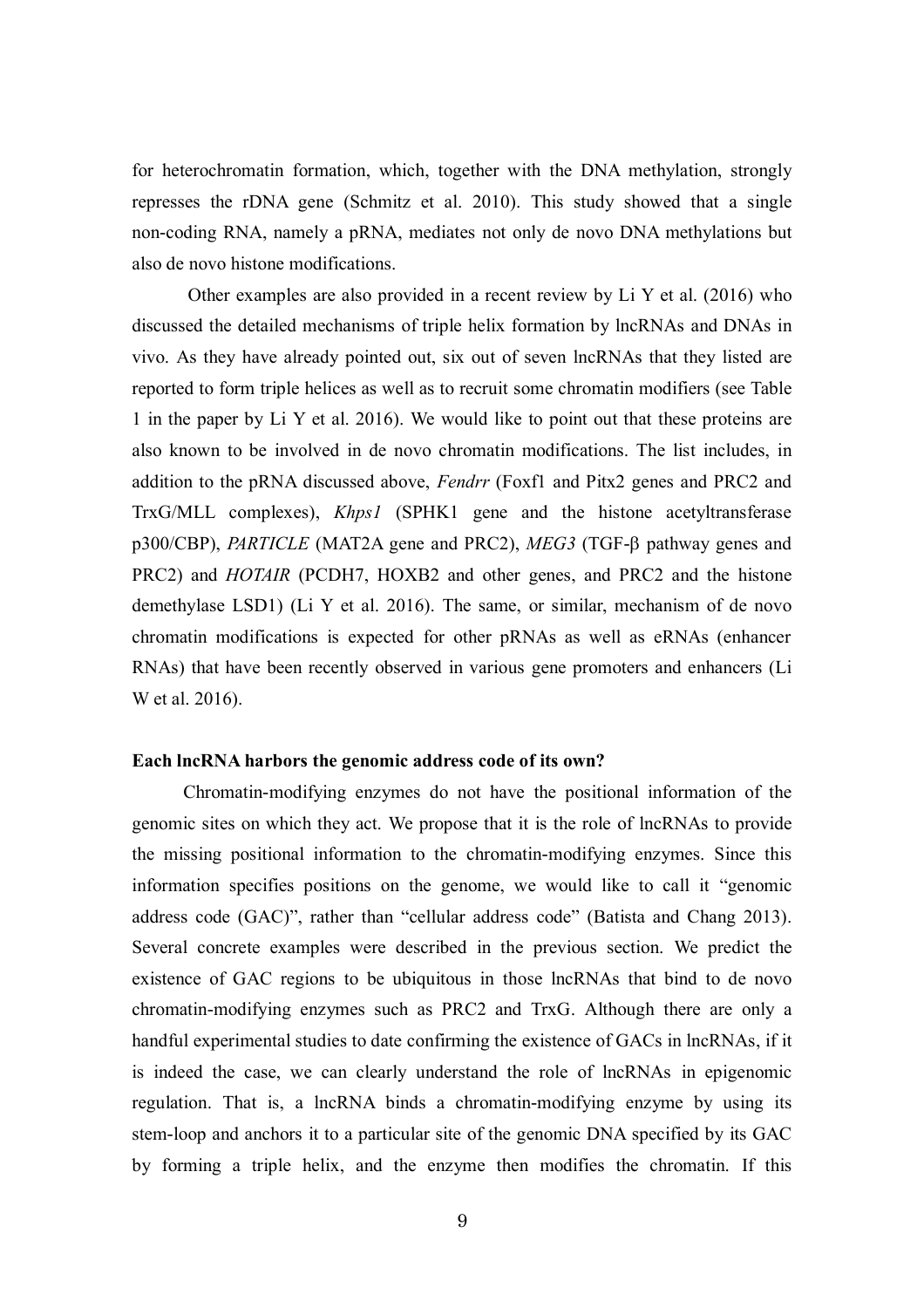for heterochromatin formation, which, together with the DNA methylation, strongly represses the rDNA gene (Schmitz et al. 2010). This study showed that a single non-coding RNA, namely a pRNA, mediates not only de novo DNA methylations but also de novo histone modifications.

Other examples are also provided in a recent review by Li Y et al. (2016) who discussed the detailed mechanisms of triple helix formation by lncRNAs and DNAs in vivo. As they have already pointed out, six out of seven lncRNAs that they listed are reported to form triple helices as well as to recruit some chromatin modifiers (see Table 1 in the paper by Li Y et al. 2016). We would like to point out that these proteins are also known to be involved in de novo chromatin modifications. The list includes, in addition to the pRNA discussed above, *Fendrr* (Foxf1 and Pitx2 genes and PRC2 and TrxG/MLL complexes), *Khps1* (SPHK1 gene and the histone acetyltransferase p300/CBP), *PARTICLE* (MAT2A gene and PRC2), *MEG3* (TGF-β pathway genes and PRC2) and *HOTAIR* (PCDH7, HOXB2 and other genes, and PRC2 and the histone demethylase LSD1) (Li Y et al. 2016). The same, or similar, mechanism of de novo chromatin modifications is expected for other pRNAs as well as eRNAs (enhancer RNAs) that have been recently observed in various gene promoters and enhancers (Li W et al. 2016).

**Each lncRNA harbors the genomic address code of its own?**

Chromatin-modifying enzymes do not have the positional information of the genomic sites on which they act. We propose that it is the role of lncRNAs to provide the missing positional information to the chromatin-modifying enzymes. Since this information specifies positions on the genome, we would like to call it "genomic address code (GAC)", rather than "cellular address code" (Batista and Chang 2013). Several concrete examples were described in the previous section. We predict the existence of GAC regions to be ubiquitous in those lncRNAs that bind to de novo chromatin-modifying enzymes such as PRC2 and TrxG. Although there are only a handful experimental studies to date confirming the existence of GACs in lncRNAs, if it is indeed the case, we can clearly understand the role of lncRNAs in epigenomic regulation. That is, a lncRNA binds a chromatin-modifying enzyme by using its stem-loop and anchors it to a particular site of the genomic DNA specified by its GAC by forming a triple helix, and the enzyme then modifies the chromatin. If this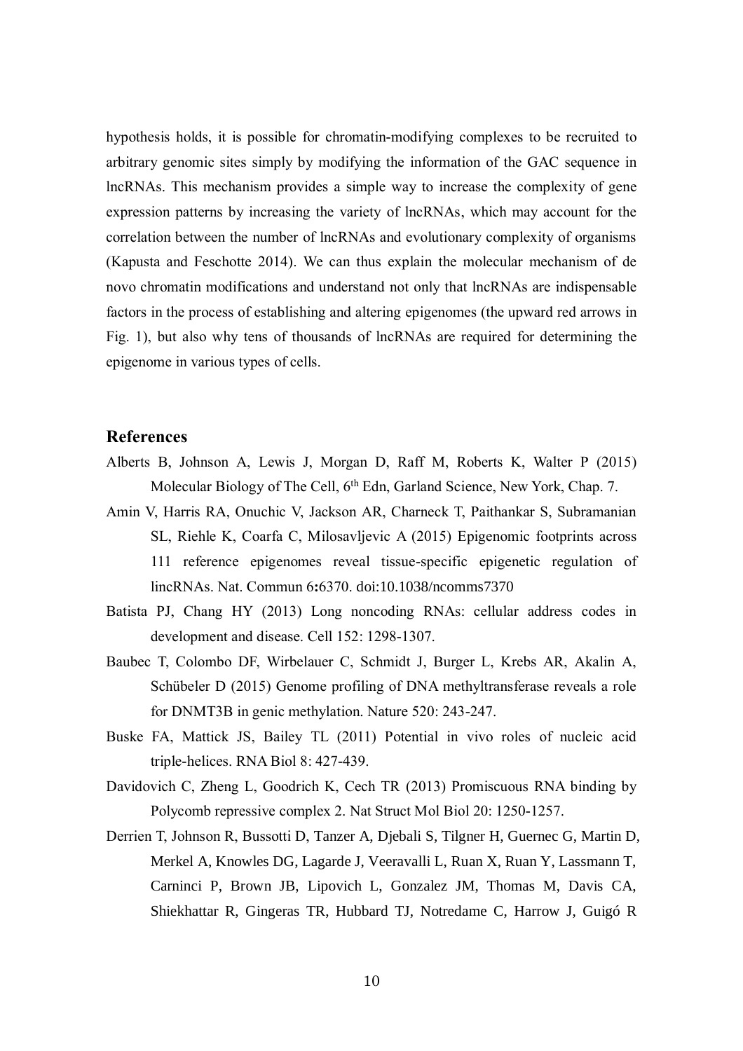hypothesis holds, it is possible for chromatin-modifying complexes to be recruited to arbitrary genomic sites simply by modifying the information of the GAC sequence in lncRNAs. This mechanism provides a simple way to increase the complexity of gene expression patterns by increasing the variety of lncRNAs, which may account for the correlation between the number of lncRNAs and evolutionary complexity of organisms (Kapusta and Feschotte 2014). We can thus explain the molecular mechanism of de novo chromatin modifications and understand not only that lncRNAs are indispensable factors in the process of establishing and altering epigenomes (the upward red arrows in Fig. 1), but also why tens of thousands of lncRNAs are required for determining the epigenome in various types of cells.

## References

Alberts B, Johnson A, Lewis J, Morgan D, Raff M, Roberts K, Walter P (2015) Molecular Biology of The Cell, 6th Edn, Garland Science, New York, Chap. 7.

Amin V, Harris RA, Onuchic V, Jackson AR, Charneck T, Paithankar S, Subramanian SL, Riehle K, Coarfa C, Milosavljevic A (2015) Epigenomic footprints across 111 reference epigenomes reveal tissue-specific epigenetic regulation of lincRNAs. Nat. Commun 6:6370. doi:10.1038/ncomms7370

Batista PJ, Chang HY (2013) Long noncoding RNAs: cellular address codes in development and disease. Cell 152: 1298-1307.

Baubec T, Colombo DF, Wirbelauer C, Schmidt J, Burger L, Krebs AR, Akalin A, Schübeler D (2015) Genome profiling of DNA methyltransferase reveals a role for DNMT3B in genic methylation. Nature 520: 243-247.

Buske FA, Mattick JS, Bailey TL (2011) Potential in vivo roles of nucleic acid triple-helices. RNA Biol 8: 427-439.

Davidovich C, Zheng L, Goodrich K, Cech TR (2013) Promiscuous RNA binding by Polycomb repressive complex 2. Nat Struct Mol Biol 20: 1250-1257.

Derrien T, Johnson R, Bussotti D, Tanzer A, Djebali S, Tilgner H, Guernec G, Martin D, Merkel A, Knowles DG, Lagarde J, Veeravalli L, Ruan X, Ruan Y, Lassmann T, Carninci P, Brown JB, Lipovich L, Gonzalez JM, Thomas M, Davis CA, Shiekhattar R, Gingeras TR, Hubbard TJ, Notredame C, Harrow J, Guigó R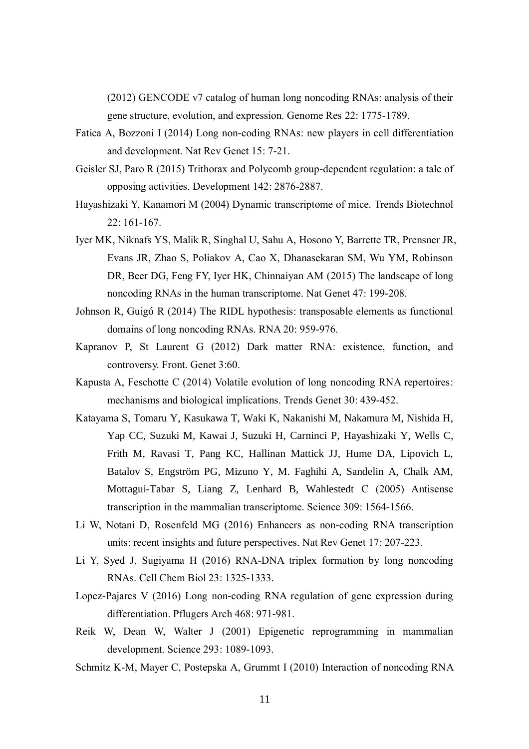(2012) GENCODE v7 catalog of human long noncoding RNAs: analysis of their gene structure, evolution, and expression. Genome Res 22: 1775-1789.

Fatica A, Bozzoni I (2014) Long non-coding RNAs: new players in cell differentiation and development. Nat Rev Genet 15: 7-21.

Geisler SJ, Paro R (2015) Trithorax and Polycomb group-dependent regulation: a tale of opposing activities. Development 142: 2876-2887.

Hayashizaki Y, Kanamori M (2004) Dynamic transcriptome of mice. Trends Biotechnol 22: 161-167.

Iyer MK, Niknafs YS, Malik R, Singhal U, Sahu A, Hosono Y, Barrette TR, Prensner JR, Evans JR, Zhao S, Poliakov A, Cao X, Dhanasekaran SM, Wu YM, Robinson DR, Beer DG, Feng FY, Iyer HK, Chinnaiyan AM (2015) The landscape of long noncoding RNAs in the human transcriptome. Nat Genet 47: 199-208.

Johnson R, Guigó R (2014) The RIDL hypothesis: transposable elements as functional domains of long noncoding RNAs. RNA 20: 959-976.

Kapranov P, St Laurent G (2012) Dark matter RNA: existence, function, and controversy. Front. Genet 3:60.

Kapusta A, Feschotte C (2014) Volatile evolution of long noncoding RNA repertoires: mechanisms and biological implications. Trends Genet 30: 439-452.

Katayama S, Tomaru Y, Kasukawa T, Waki K, Nakanishi M, Nakamura M, Nishida H, Yap CC, Suzuki M, Kawai J, Suzuki H, Carninci P, Hayashizaki Y, Wells C, Frith M, Ravasi T, Pang KC, Hallinan Mattick JJ, Hume DA, Lipovich L, Batalov S, Engström PG, Mizuno Y, M. Faghihi A, Sandelin A, Chalk AM, Mottagui-Tabar S, Liang Z, Lenhard B, Wahlestedt C (2005) Antisense transcription in the mammalian transcriptome. Science 309: 1564-1566.

Li W, Notani D, Rosenfeld MG (2016) Enhancers as non-coding RNA transcription units: recent insights and future perspectives. Nat Rev Genet 17: 207-223.

Li Y, Syed J, Sugiyama H (2016) RNA-DNA triplex formation by long noncoding RNAs. Cell Chem Biol 23: 1325-1333.

Lopez-Pajares V (2016) Long non-coding RNA regulation of gene expression during differentiation. Pflugers Arch 468: 971-981.

Reik W, Dean W, Walter J (2001) Epigenetic reprogramming in mammalian development. Science 293: 1089-1093.

Schmitz K-M, Mayer C, Postepska A, Grummt I (2010) Interaction of noncoding RNA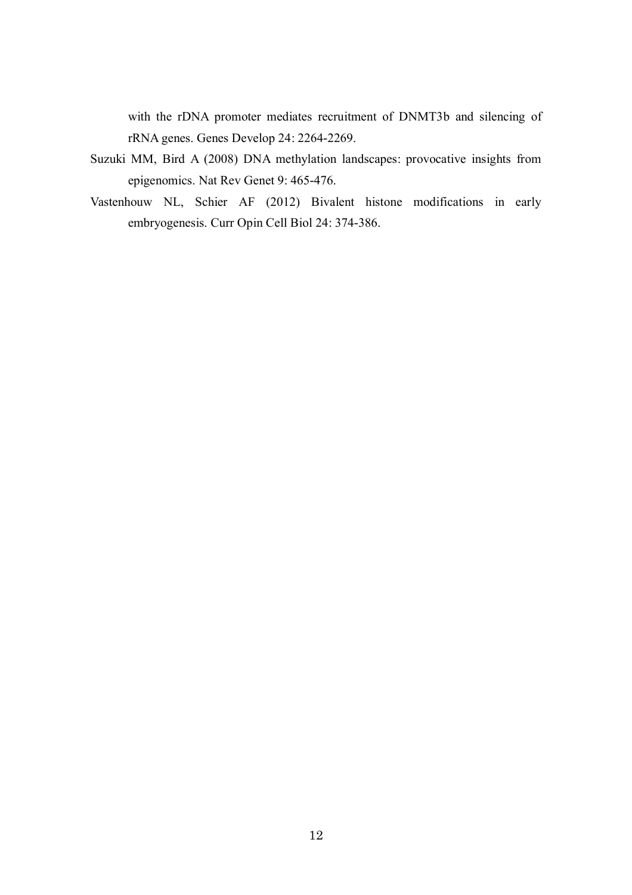with the rDNA promoter mediates recruitment of DNMT3b and silencing of rRNA genes. Genes Develop 24: 2264-2269.

Suzuki MM, Bird A (2008) DNA methylation landscapes: provocative insights from epigenomics. Nat Rev Genet 9: 465-476.

Vastenhouw NL, Schier AF (2012) Bivalent histone modifications in early embryogenesis. Curr Opin Cell Biol 24: 374-386.